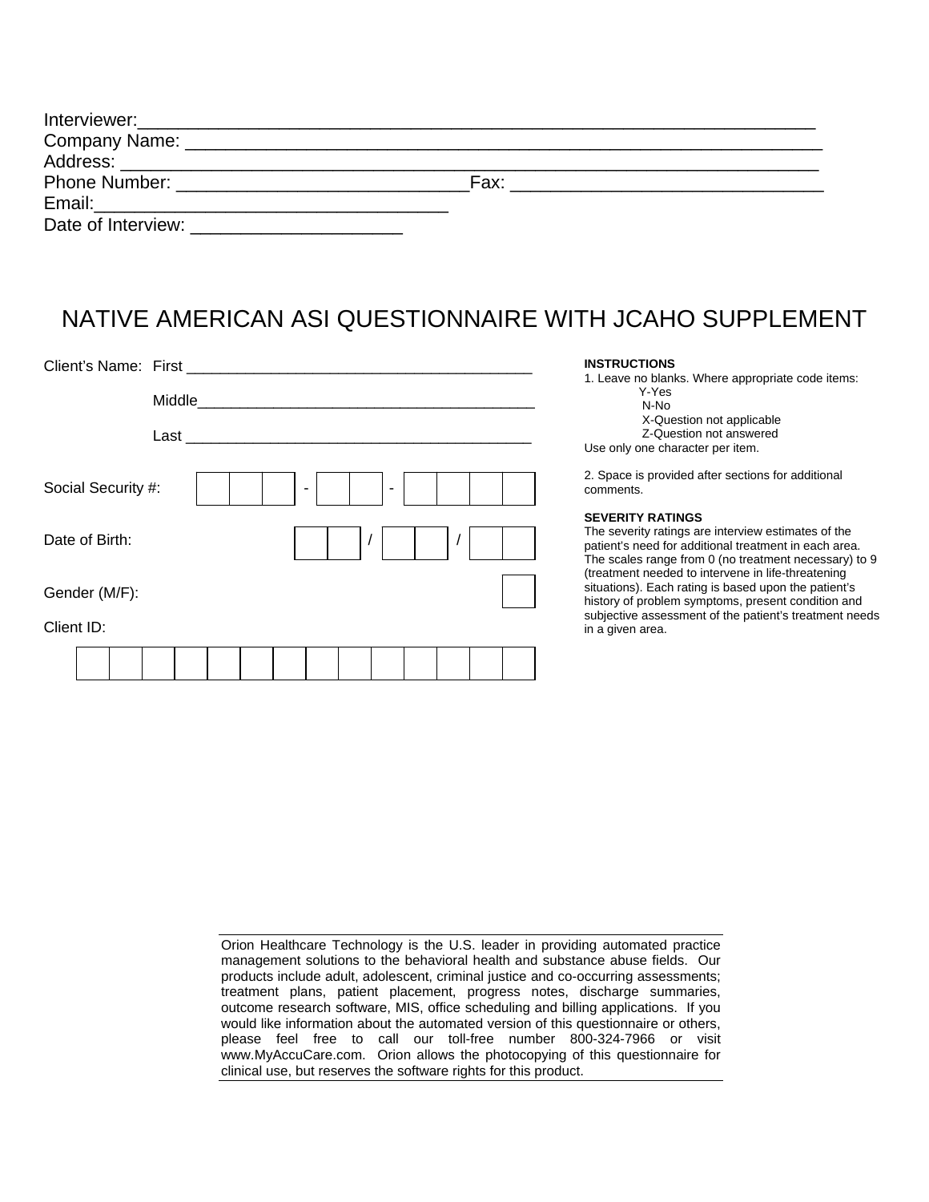Interviewer:\_\_\_\_\_\_\_\_\_\_\_\_\_\_\_\_\_\_\_\_\_\_\_\_\_\_\_\_\_\_\_\_\_\_\_\_\_\_\_\_\_\_\_\_\_\_\_\_\_\_\_\_\_\_\_\_\_\_\_\_\_\_\_\_

Company Name: \_\_\_\_\_\_\_\_\_\_\_\_\_\_\_\_\_\_\_\_\_\_\_\_\_\_\_\_\_\_\_\_\_\_\_\_\_\_\_\_\_\_\_\_\_\_\_\_\_\_\_\_\_\_\_\_\_\_\_\_

Address: \_\_\_\_\_\_\_\_\_\_\_\_\_\_\_\_\_\_\_\_\_\_\_\_\_\_\_\_\_\_\_\_\_\_\_\_\_\_\_\_\_\_\_\_\_\_\_\_\_\_\_\_\_\_\_\_\_\_\_\_\_\_\_\_

Phone Number: \_\_\_\_\_\_\_\_\_\_\_\_\_\_\_\_\_\_\_\_\_\_\_\_\_\_\_\_Fax: \_\_\_\_\_\_\_\_\_\_\_\_\_\_\_\_\_\_\_\_\_\_\_\_\_\_\_\_\_\_

Email:\_\_\_\_\_\_\_\_\_\_\_\_\_\_\_\_\_\_\_\_\_\_\_\_\_\_\_\_\_\_\_\_\_\_

Date of Interview: \_\_\_\_\_\_\_\_\_\_\_\_\_\_\_\_\_\_\_\_

# NATIVE AMERICAN ASI QUESTIONNAIRE WITH JCAHO SUPPLEMENT

Client's Name: First \_\_\_\_\_\_\_\_\_\_\_\_\_\_\_\_\_\_\_\_\_\_\_\_\_\_\_\_\_\_\_\_\_\_\_\_\_\_\_\_

Middle\_\_\_\_\_\_\_\_\_\_\_\_\_\_\_\_\_\_\_\_\_\_\_\_\_\_\_\_\_\_\_\_\_\_\_\_\_\_\_\_

Last \_\_\_\_\_\_\_\_\_\_\_\_\_\_\_\_\_\_\_\_\_\_\_\_\_\_\_\_\_\_\_\_\_\_\_\_\_\_\_\_

Social Security #: [ ][ ][ ] - [ ][ ] - [ ][ ][ ][ ]

Date of Birth: [ ][ ] / [ ][ ] / [ ][ ]

Gender (M/F): [ ]

Client ID: [ ][ ][ ][ ][ ][ ][ ][ ][ ][ ][ ][ ][ ][ ]

**INSTRUCTIONS**

1. Leave no blanks. Where appropriate code items:
   - Y-Yes
   - N-No
   - X-Question not applicable
   - Z-Question not answered

Use only one character per item.

2. Space is provided after sections for additional comments.

**SEVERITY RATINGS**

The severity ratings are interview estimates of the patient's need for additional treatment in each area. The scales range from 0 (no treatment necessary) to 9 (treatment needed to intervene in life-threatening situations). Each rating is based upon the patient's history of problem symptoms, present condition and subjective assessment of the patient's treatment needs in a given area.

---

Orion Healthcare Technology is the U.S. leader in providing automated practice management solutions to the behavioral health and substance abuse fields. Our products include adult, adolescent, criminal justice and co-occurring assessments; treatment plans, patient placement, progress notes, discharge summaries, outcome research software, MIS, office scheduling and billing applications. If you would like information about the automated version of this questionnaire or others, please feel free to call our toll-free number 800-324-7966 or visit www.MyAccuCare.com. Orion allows the photocopying of this questionnaire for clinical use, but reserves the software rights for this product.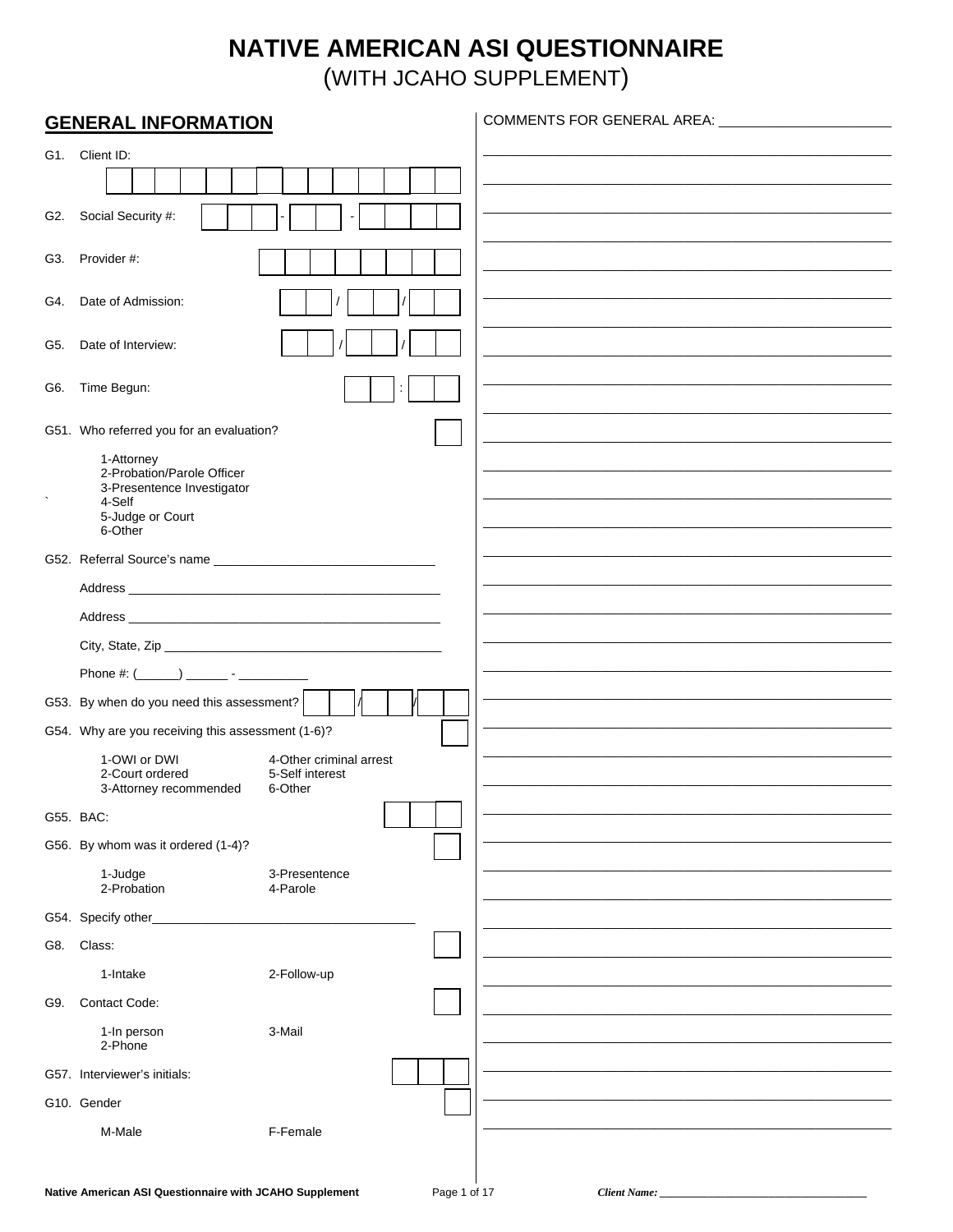# NATIVE AMERICAN ASI QUESTIONNAIRE
(WITH JCAHO SUPPLEMENT)

## GENERAL INFORMATION

G1. Client ID:

G2. Social Security #: ___ - ___ - ___

G3. Provider #:

G4. Date of Admission: ___ / ___ / ___

G5. Date of Interview: ___ / ___ / ___

G6. Time Begun: ___ : ___

G51. Who referred you for an evaluation?

1-Attorney
2-Probation/Parole Officer
3-Presentence Investigator
4-Self
5-Judge or Court
6-Other

G52. Referral Source's name ______________________________

Address ______________________________________________

Address ______________________________________________

City, State, Zip _________________________________________

Phone #: (______) ______ - __________

G53. By when do you need this assessment? ___ / ___ / ___

G54. Why are you receiving this assessment (1-6)?

1-OWI or DWI
2-Court ordered
3-Attorney recommended
4-Other criminal arrest
5-Self interest
6-Other

G55. BAC:

G56. By whom was it ordered (1-4)?

1-Judge
2-Probation
3-Presentence
4-Parole

G54. Specify other_____________________________________

G8. Class:

1-Intake
2-Follow-up

G9. Contact Code:

1-In person
2-Phone
3-Mail

G57. Interviewer's initials:

G10. Gender

M-Male
F-Female

COMMENTS FOR GENERAL AREA: ______________________

*Client Name:* ___________________________________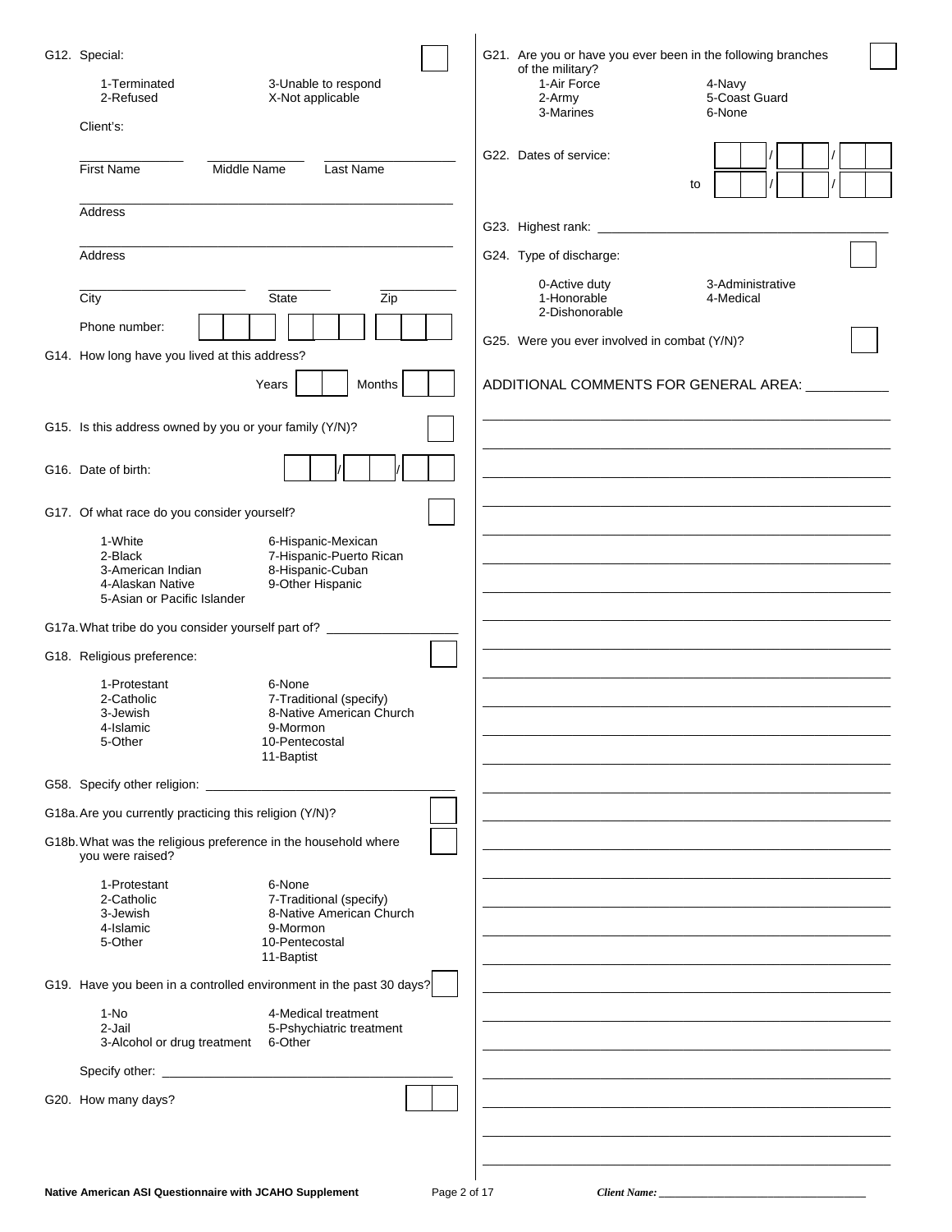G12. Special: ☐

1-Terminated　　3-Unable to respond
2-Refused　　X-Not applicable

Client's:

\_\_\_\_\_\_\_\_\_\_\_\_ \_\_\_\_\_\_\_\_\_\_\_\_ \_\_\_\_\_\_\_\_\_\_\_\_
First Name　　Middle Name　　Last Name

\_\_\_\_\_\_\_\_\_\_\_\_\_\_\_\_\_\_\_\_\_\_\_\_\_\_\_\_\_\_\_\_\_\_\_\_
Address

\_\_\_\_\_\_\_\_\_\_\_\_\_\_\_\_\_\_\_\_\_\_\_\_\_\_\_\_\_\_\_\_\_\_\_\_
Address

\_\_\_\_\_\_\_\_\_\_\_\_ \_\_\_\_\_\_\_\_ \_\_\_\_\_\_\_\_
City　　State　　Zip

Phone number: ☐☐☐ ☐☐☐ ☐☐☐☐

G14. How long have you lived at this address?

Years ☐☐ Months ☐☐

G15. Is this address owned by you or your family (Y/N)? ☐

G16. Date of birth: ☐☐/☐☐/☐☐

G17. Of what race do you consider yourself? ☐

1-White　　6-Hispanic-Mexican
2-Black　　7-Hispanic-Puerto Rican
3-American Indian　　8-Hispanic-Cuban
4-Alaskan Native　　9-Other Hispanic
5-Asian or Pacific Islander

G17a. What tribe do you consider yourself part of? \_\_\_\_\_\_\_\_\_\_\_\_

G18. Religious preference: ☐

1-Protestant　　6-None
2-Catholic　　7-Traditional (specify)
3-Jewish　　8-Native American Church
4-Islamic　　9-Mormon
5-Other　　10-Pentecostal
　　11-Baptist

G58. Specify other religion: \_\_\_\_\_\_\_\_\_\_\_\_\_\_\_\_\_\_\_\_\_\_\_\_

G18a. Are you currently practicing this religion (Y/N)? ☐

G18b. What was the religious preference in the household where you were raised? ☐

1-Protestant　　6-None
2-Catholic　　7-Traditional (specify)
3-Jewish　　8-Native American Church
4-Islamic　　9-Mormon
5-Other　　10-Pentecostal
　　11-Baptist

G19. Have you been in a controlled environment in the past 30 days? ☐

1-No　　4-Medical treatment
2-Jail　　5-Pshychiatric treatment
3-Alcohol or drug treatment　　6-Other

Specify other: \_\_\_\_\_\_\_\_\_\_\_\_\_\_\_\_\_\_\_\_\_\_\_\_\_\_\_\_\_\_

G20. How many days? ☐☐

G21. Are you or have you ever been in the following branches of the military? ☐

1-Air Force　　4-Navy
2-Army　　5-Coast Guard
3-Marines　　6-None

G22. Dates of service: ☐☐/☐☐/☐☐
to ☐☐/☐☐/☐☐

G23. Highest rank: \_\_\_\_\_\_\_\_\_\_\_\_\_\_\_\_\_\_\_\_\_\_\_\_\_\_\_\_\_\_

G24. Type of discharge: ☐

0-Active duty　　3-Administrative
1-Honorable　　4-Medical
2-Dishonorable

G25. Were you ever involved in combat (Y/N)? ☐

ADDITIONAL COMMENTS FOR GENERAL AREA: \_\_\_\_\_\_\_\_\_\_\_\_

\_\_\_\_\_\_\_\_\_\_\_\_\_\_\_\_\_\_\_\_\_\_\_\_\_\_\_\_\_\_\_\_\_\_\_\_\_\_\_\_\_\_\_\_

\_\_\_\_\_\_\_\_\_\_\_\_\_\_\_\_\_\_\_\_\_\_\_\_\_\_\_\_\_\_\_\_\_\_\_\_\_\_\_\_\_\_\_\_

\_\_\_\_\_\_\_\_\_\_\_\_\_\_\_\_\_\_\_\_\_\_\_\_\_\_\_\_\_\_\_\_\_\_\_\_\_\_\_\_\_\_\_\_

Client Name: \_\_\_\_\_\_\_\_\_\_\_\_\_\_\_\_\_\_\_\_\_\_\_\_\_\_\_\_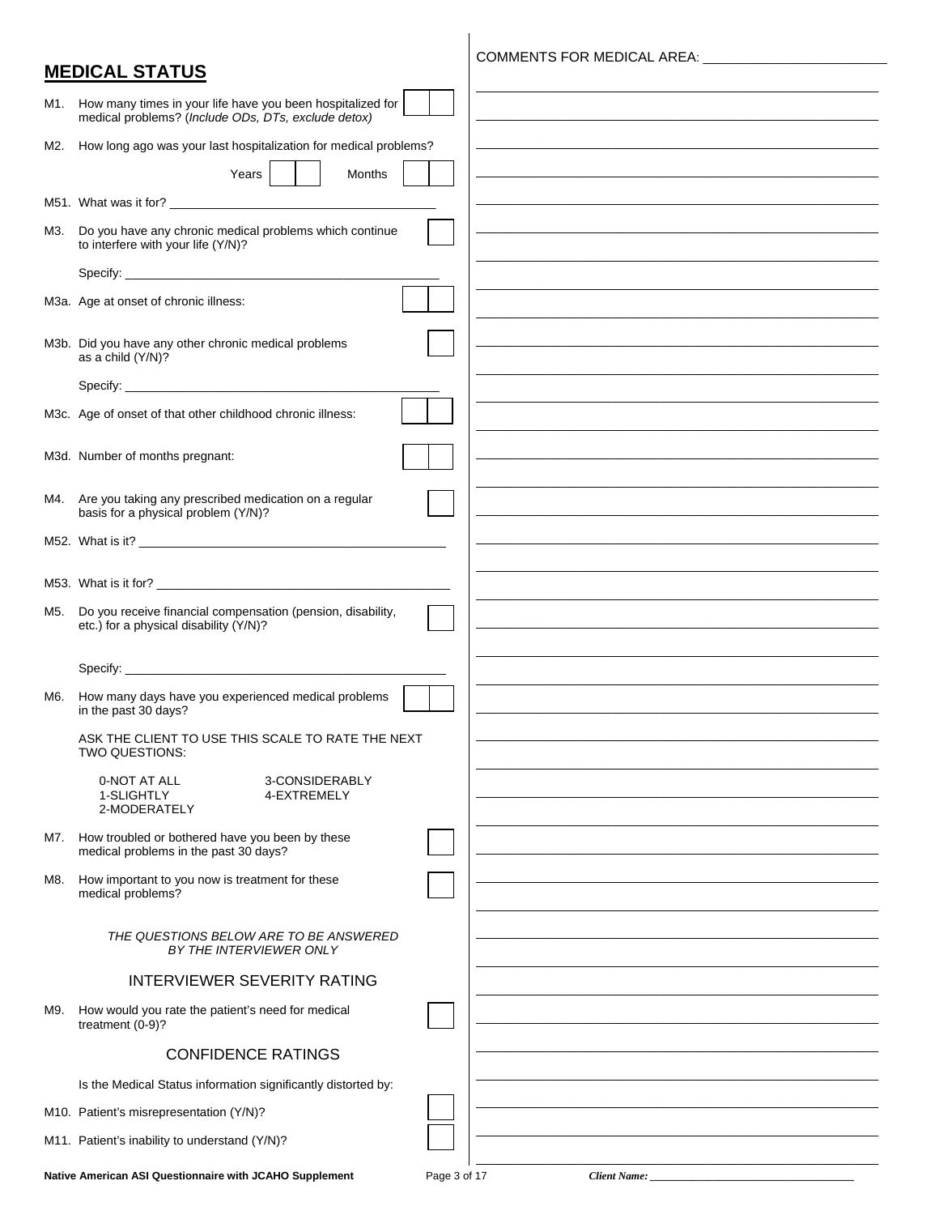## MEDICAL STATUS

M1. How many times in your life have you been hospitalized for medical problems? (*Include ODs, DTs, exclude detox)*

M2. How long ago was your last hospitalization for medical problems?

Years ____ Months ____

M51. What was it for? ____________________

M3. Do you have any chronic medical problems which continue to interfere with your life (Y/N)?

Specify: ____________________

M3a. Age at onset of chronic illness:

M3b. Did you have any other chronic medical problems as a child (Y/N)?

Specify: ____________________

M3c. Age of onset of that other childhood chronic illness:

M3d. Number of months pregnant:

M4. Are you taking any prescribed medication on a regular basis for a physical problem (Y/N)?

M52. What is it? ____________________

M53. What is it for? ____________________

M5. Do you receive financial compensation (pension, disability, etc.) for a physical disability (Y/N)?

Specify: ____________________

M6. How many days have you experienced medical problems in the past 30 days?

ASK THE CLIENT TO USE THIS SCALE TO RATE THE NEXT TWO QUESTIONS:

0-NOT AT ALL
1-SLIGHTLY
2-MODERATELY
3-CONSIDERABLY
4-EXTREMELY

M7. How troubled or bothered have you been by these medical problems in the past 30 days?

M8. How important to you now is treatment for these medical problems?

*THE QUESTIONS BELOW ARE TO BE ANSWERED BY THE INTERVIEWER ONLY*

### INTERVIEWER SEVERITY RATING

M9. How would you rate the patient's need for medical treatment (0-9)?

### CONFIDENCE RATINGS

Is the Medical Status information significantly distorted by:

M10. Patient's misrepresentation (Y/N)?

M11. Patient's inability to understand (Y/N)?

COMMENTS FOR MEDICAL AREA: ____________________

***Client Name:*** ____________________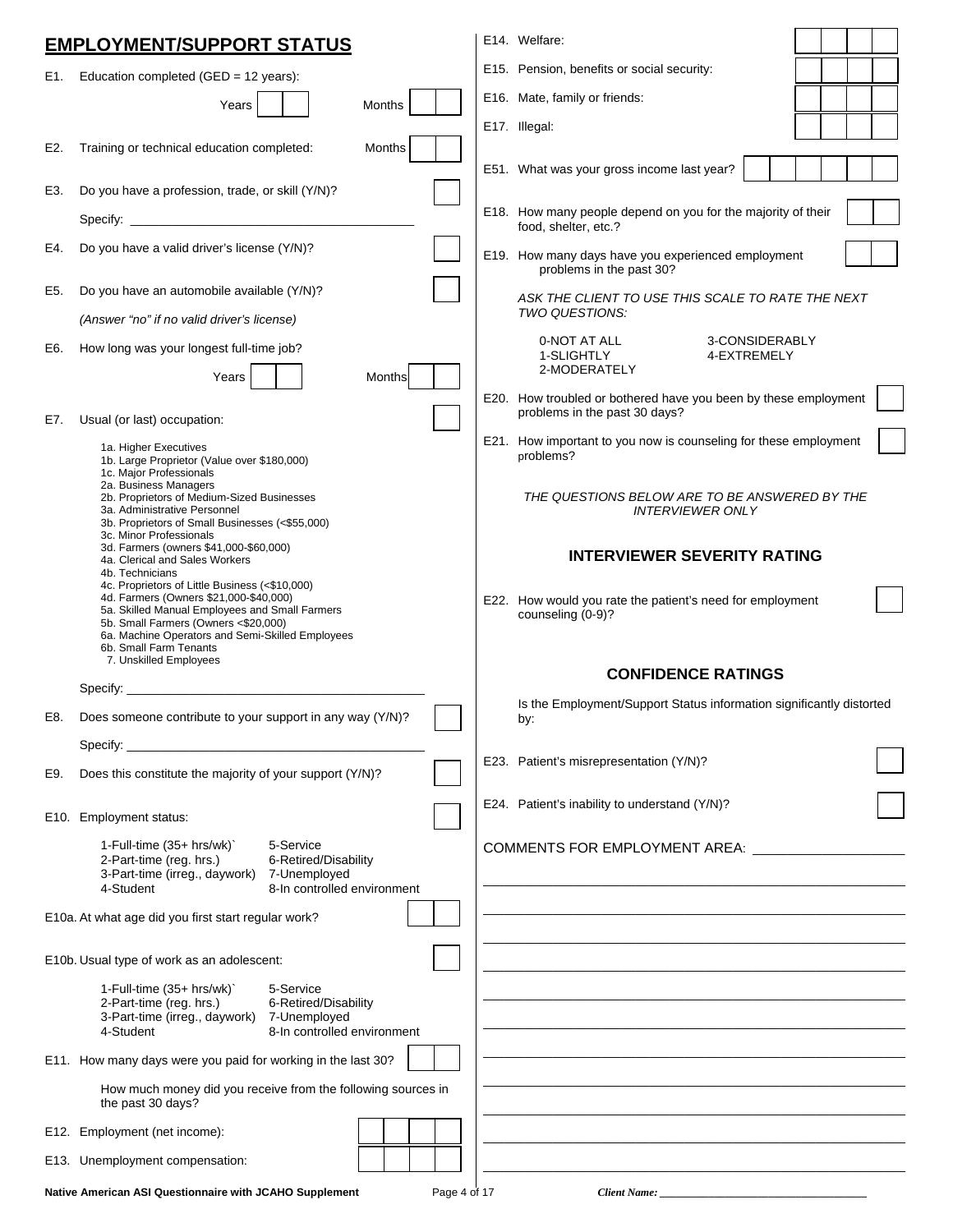## EMPLOYMENT/SUPPORT STATUS

E1. Education completed (GED = 12 years):

Years [ ][ ] Months [ ][ ]

E2. Training or technical education completed: Months [ ][ ]

E3. Do you have a profession, trade, or skill (Y/N)? [ ]

Specify: ______________________________

E4. Do you have a valid driver's license (Y/N)? [ ]

E5. Do you have an automobile available (Y/N)? [ ]

*(Answer "no" if no valid driver's license)*

E6. How long was your longest full-time job?

Years [ ][ ] Months [ ][ ]

E7. Usual (or last) occupation: [ ]

1a. Higher Executives
1b. Large Proprietor (Value over $180,000)
1c. Major Professionals
2a. Business Managers
2b. Proprietors of Medium-Sized Businesses
3a. Administrative Personnel
3b. Proprietors of Small Businesses (<$55,000)
3c. Minor Professionals
3d. Farmers (owners $41,000-$60,000)
4a. Clerical and Sales Workers
4b. Technicians
4c. Proprietors of Little Business (<$10,000)
4d. Farmers (Owners $21,000-$40,000)
5a. Skilled Manual Employees and Small Farmers
5b. Small Farmers (Owners <$20,000)
6a. Machine Operators and Semi-Skilled Employees
6b. Small Farm Tenants
7. Unskilled Employees

Specify: ______________________________

E8. Does someone contribute to your support in any way (Y/N)? [ ]

Specify: ______________________________

E9. Does this constitute the majority of your support (Y/N)? [ ]

E10. Employment status: [ ]

1-Full-time (35+ hrs/wk)` 5-Service
2-Part-time (reg. hrs.) 6-Retired/Disability
3-Part-time (irreg., daywork) 7-Unemployed
4-Student 8-In controlled environment

E10a. At what age did you first start regular work? [ ][ ]

E10b. Usual type of work as an adolescent: [ ]

1-Full-time (35+ hrs/wk)` 5-Service
2-Part-time (reg. hrs.) 6-Retired/Disability
3-Part-time (irreg., daywork) 7-Unemployed
4-Student 8-In controlled environment

E11. How many days were you paid for working in the last 30? [ ][ ]

How much money did you receive from the following sources in the past 30 days?

E12. Employment (net income): [ ][ ][ ][ ]

E13. Unemployment compensation: [ ][ ][ ][ ]

E14. Welfare: [ ][ ][ ][ ]

E15. Pension, benefits or social security: [ ][ ][ ][ ]

E16. Mate, family or friends: [ ][ ][ ][ ]

E17. Illegal: [ ][ ][ ][ ]

E51. What was your gross income last year? [ ][ ][ ][ ][ ][ ]

E18. How many people depend on you for the majority of their food, shelter, etc.? [ ][ ]

E19. How many days have you experienced employment problems in the past 30? [ ][ ]

*ASK THE CLIENT TO USE THIS SCALE TO RATE THE NEXT TWO QUESTIONS:*

0-NOT AT ALL 3-CONSIDERABLY
1-SLIGHTLY 4-EXTREMELY
2-MODERATELY

E20. How troubled or bothered have you been by these employment problems in the past 30 days? [ ]

E21. How important to you now is counseling for these employment problems? [ ]

*THE QUESTIONS BELOW ARE TO BE ANSWERED BY THE INTERVIEWER ONLY*

### INTERVIEWER SEVERITY RATING

E22. How would you rate the patient's need for employment counseling (0-9)? [ ]

### CONFIDENCE RATINGS

Is the Employment/Support Status information significantly distorted by:

E23. Patient's misrepresentation (Y/N)? [ ]

E24. Patient's inability to understand (Y/N)? [ ]

COMMENTS FOR EMPLOYMENT AREA: ______________________________

Native American ASI Questionnaire with JCAHO Supplement

*Client Name:* ______________________________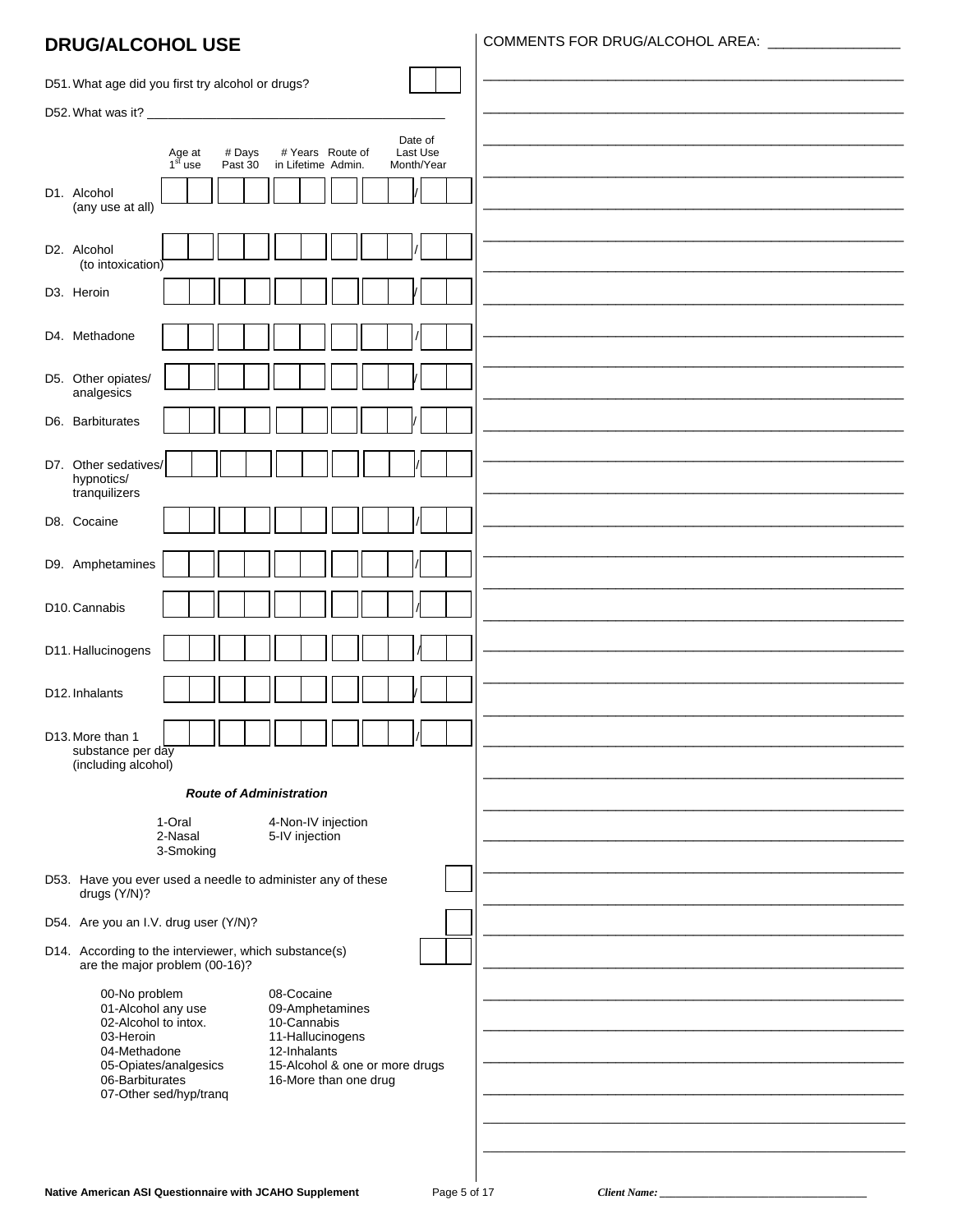## DRUG/ALCOHOL USE

COMMENTS FOR DRUG/ALCOHOL AREA: ________________

D51. What age did you first try alcohol or drugs? [ ][ ]

D52. What was it? ________________________________________

| | Age at 1st use | # Days Past 30 | # Years in Lifetime | Route of Admin. | Date of Last Use Month/Year |
|---|---|---|---|---|---|
| D1. Alcohol (any use at all) | | | | | / |
| D2. Alcohol (to intoxication) | | | | | / |
| D3. Heroin | | | | | / |
| D4. Methadone | | | | | / |
| D5. Other opiates/ analgesics | | | | | / |
| D6. Barbiturates | | | | | / |
| D7. Other sedatives/ hypnotics/ tranquilizers | | | | | / |
| D8. Cocaine | | | | | / |
| D9. Amphetamines | | | | | / |
| D10. Cannabis | | | | | / |
| D11. Hallucinogens | | | | | / |
| D12. Inhalants | | | | | / |
| D13. More than 1 substance per day (including alcohol) | | | | | / |

***Route of Administration***

1-Oral
2-Nasal
3-Smoking
4-Non-IV injection
5-IV injection

D53. Have you ever used a needle to administer any of these drugs (Y/N)? [ ]

D54. Are you an I.V. drug user (Y/N)? [ ]

D14. According to the interviewer, which substance(s) are the major problem (00-16)? [ ][ ]

00-No problem
01-Alcohol any use
02-Alcohol to intox.
03-Heroin
04-Methadone
05-Opiates/analgesics
06-Barbiturates
07-Other sed/hyp/tranq
08-Cocaine
09-Amphetamines
10-Cannabis
11-Hallucinogens
12-Inhalants
15-Alcohol & one or more drugs
16-More than one drug

Client Name: ______________________________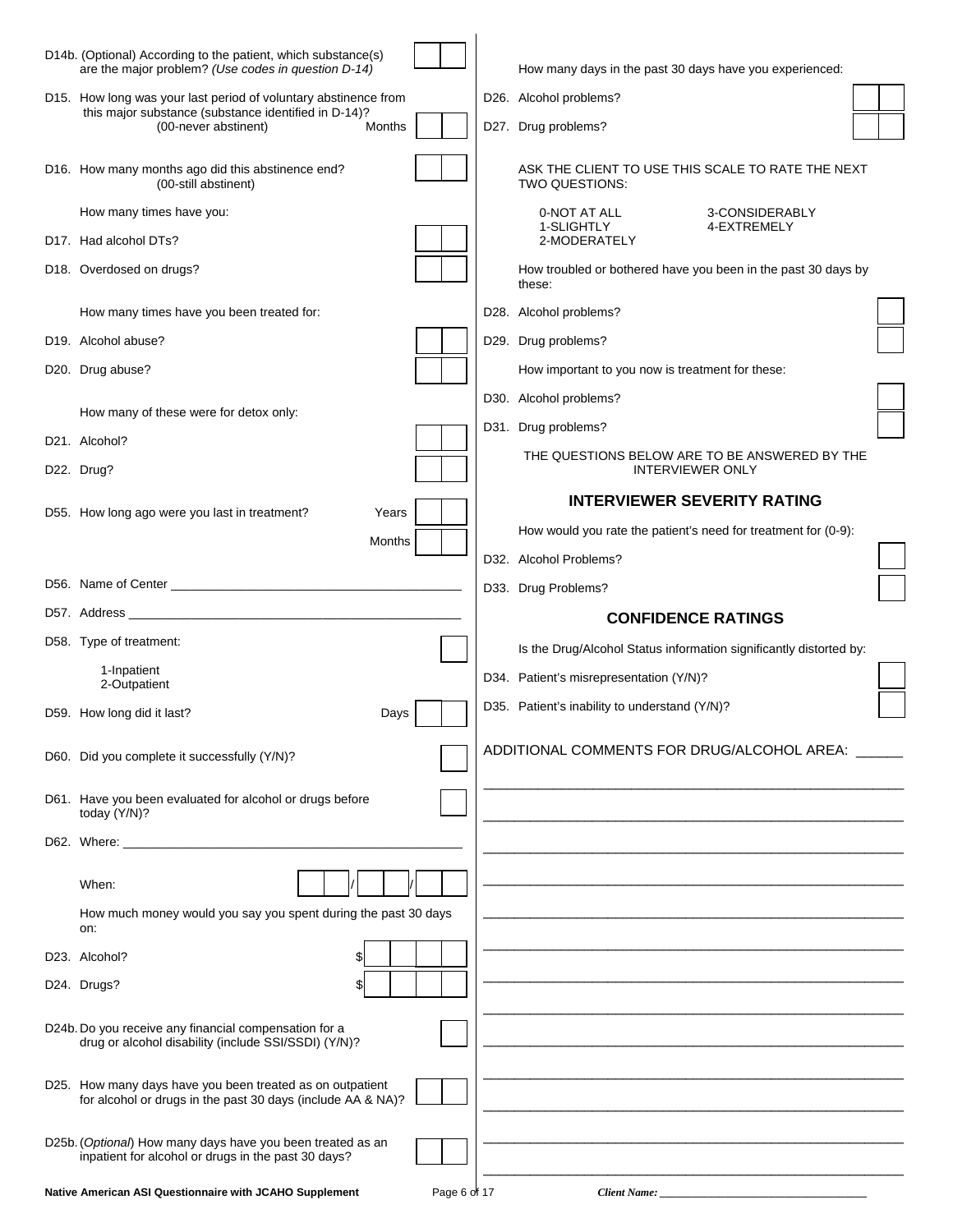D14b. (Optional) According to the patient, which substance(s) are the major problem? *(Use codes in question D-14)*

D15. How long was your last period of voluntary abstinence from this major substance (substance identified in D-14)? (00-never abstinent) Months

D16. How many months ago did this abstinence end? (00-still abstinent)

How many times have you:

D17. Had alcohol DTs?

D18. Overdosed on drugs?

How many times have you been treated for:

D19. Alcohol abuse?

D20. Drug abuse?

How many of these were for detox only:

D21. Alcohol?

D22. Drug?

D55. How long ago were you last in treatment? Years / Months

D56. Name of Center ___________________________________________

D57. Address ___________________________________________________

D58. Type of treatment:

1-Inpatient
2-Outpatient

D59. How long did it last? Days

D60. Did you complete it successfully (Y/N)?

D61. Have you been evaluated for alcohol or drugs before today (Y/N)?

D62. Where: ____________________________________________________

When: ___/___/___

How much money would you say you spent during the past 30 days on:

D23. Alcohol? $

D24. Drugs? $

D24b. Do you receive any financial compensation for a drug or alcohol disability (include SSI/SSDI) (Y/N)?

D25. How many days have you been treated as on outpatient for alcohol or drugs in the past 30 days (include AA & NA)?

D25b. (*Optional*) How many days have you been treated as an inpatient for alcohol or drugs in the past 30 days?

How many days in the past 30 days have you experienced:

D26. Alcohol problems?

D27. Drug problems?

ASK THE CLIENT TO USE THIS SCALE TO RATE THE NEXT TWO QUESTIONS:

0-NOT AT ALL
1-SLIGHTLY
2-MODERATELY
3-CONSIDERABLY
4-EXTREMELY

How troubled or bothered have you been in the past 30 days by these:

D28. Alcohol problems?

D29. Drug problems?

How important to you now is treatment for these:

D30. Alcohol problems?

D31. Drug problems?

THE QUESTIONS BELOW ARE TO BE ANSWERED BY THE INTERVIEWER ONLY

## INTERVIEWER SEVERITY RATING

How would you rate the patient's need for treatment for (0-9):

D32. Alcohol Problems?

D33. Drug Problems?

## CONFIDENCE RATINGS

Is the Drug/Alcohol Status information significantly distorted by:

D34. Patient's misrepresentation (Y/N)?

D35. Patient's inability to understand (Y/N)?

ADDITIONAL COMMENTS FOR DRUG/ALCOHOL AREA: ______

_____________________________________________________________

_____________________________________________________________

_____________________________________________________________

_____________________________________________________________

_____________________________________________________________

_____________________________________________________________

_____________________________________________________________

_____________________________________________________________

_____________________________________________________________

_____________________________________________________________

_____________________________________________________________

_____________________________________________________________

_____________________________________________________________

**Native American ASI Questionnaire with JCAHO Supplement**

***Client Name:*** ___________________________________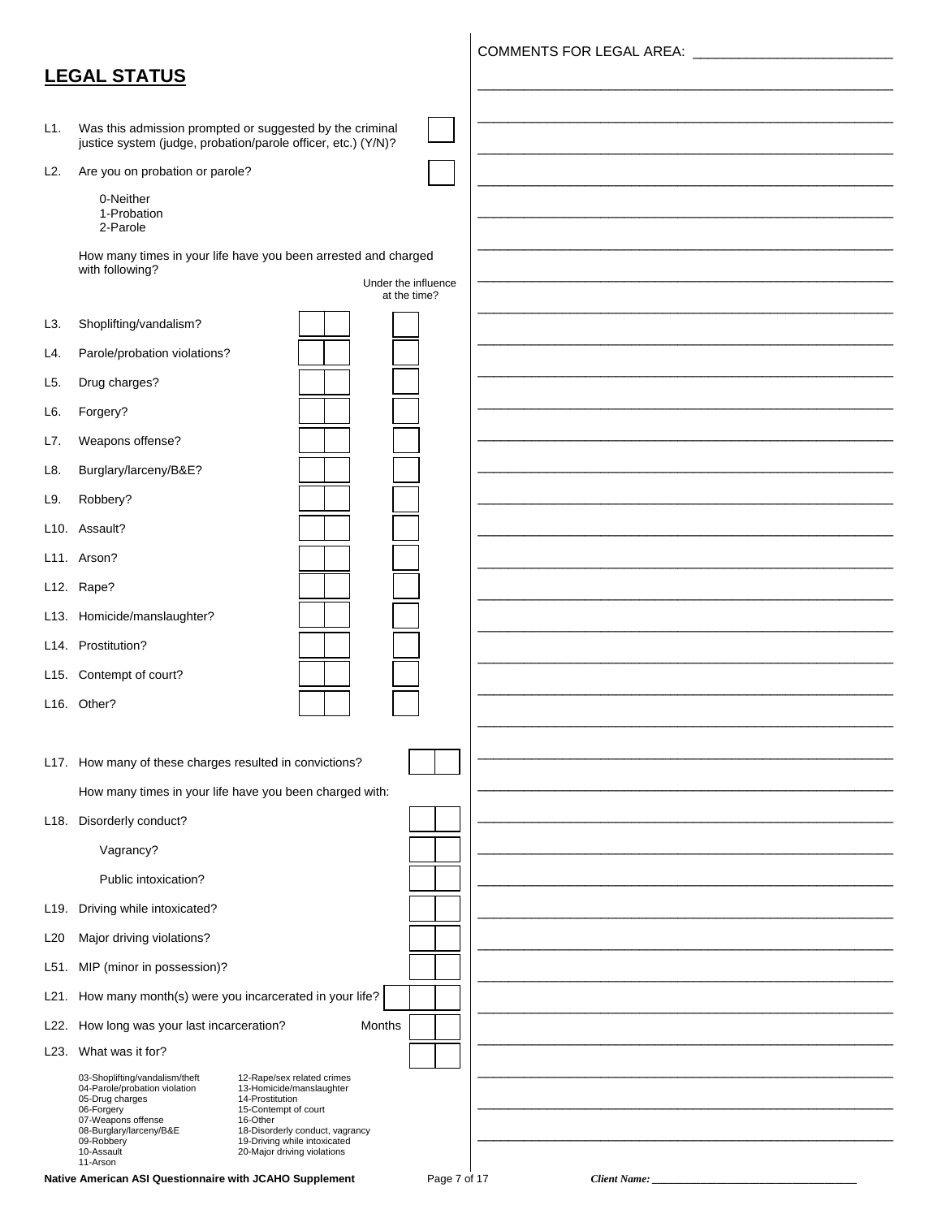## LEGAL STATUS

COMMENTS FOR LEGAL AREA: ___________________________

L1. Was this admission prompted or suggested by the criminal justice system (judge, probation/parole officer, etc.) (Y/N)? [ ]

L2. Are you on probation or parole? [ ]

- 0-Neither
- 1-Probation
- 2-Parole

How many times in your life have you been arrested and charged with following?

| | | Count | Under the influence at the time? |
|---|---|---|---|
| L3. | Shoplifting/vandalism? | [ ][ ] | [ ] |
| L4. | Parole/probation violations? | [ ][ ] | [ ] |
| L5. | Drug charges? | [ ][ ] | [ ] |
| L6. | Forgery? | [ ][ ] | [ ] |
| L7. | Weapons offense? | [ ][ ] | [ ] |
| L8. | Burglary/larceny/B&E? | [ ][ ] | [ ] |
| L9. | Robbery? | [ ][ ] | [ ] |
| L10. | Assault? | [ ][ ] | [ ] |
| L11. | Arson? | [ ][ ] | [ ] |
| L12. | Rape? | [ ][ ] | [ ] |
| L13. | Homicide/manslaughter? | [ ][ ] | [ ] |
| L14. | Prostitution? | [ ][ ] | [ ] |
| L15. | Contempt of court? | [ ][ ] | [ ] |
| L16. | Other? | [ ][ ] | [ ] |

L17. How many of these charges resulted in convictions? [ ][ ]

How many times in your life have you been charged with:

L18. Disorderly conduct? [ ][ ]

Vagrancy? [ ][ ]

Public intoxication? [ ][ ]

L19. Driving while intoxicated? [ ][ ]

L20 Major driving violations? [ ][ ]

L51. MIP (minor in possession)? [ ][ ]

L21. How many month(s) were you incarcerated in your life? [ ][ ][ ]

L22. How long was your last incarceration? Months [ ][ ]

L23. What was it for? [ ][ ]

- 03-Shoplifting/vandalism/theft
- 04-Parole/probation violation
- 05-Drug charges
- 06-Forgery
- 07-Weapons offense
- 08-Burglary/larceny/B&E
- 09-Robbery
- 10-Assault
- 11-Arson
- 12-Rape/sex related crimes
- 13-Homicide/manslaughter
- 14-Prostitution
- 15-Contempt of court
- 16-Other
- 18-Disorderly conduct, vagrancy
- 19-Driving while intoxicated
- 20-Major driving violations

Native American ASI Questionnaire with JCAHO Supplement

*Client Name:* ___________________________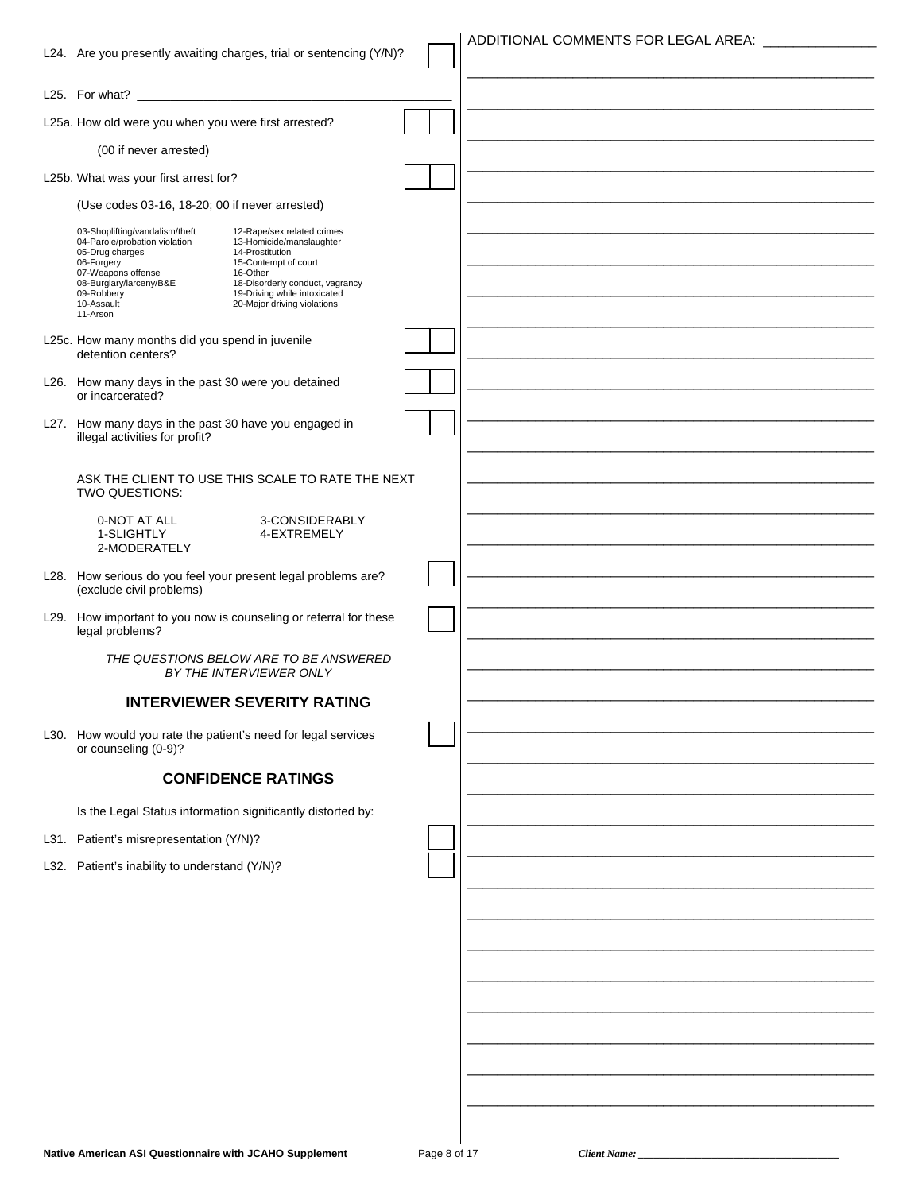L24. Are you presently awaiting charges, trial or sentencing (Y/N)?

L25. For what? ______________________________

L25a. How old were you when you were first arrested?

(00 if never arrested)

L25b. What was your first arrest for?

(Use codes 03-16, 18-20; 00 if never arrested)

| | |
|---|---|
| 03-Shoplifting/vandalism/theft | 12-Rape/sex related crimes |
| 04-Parole/probation violation | 13-Homicide/manslaughter |
| 05-Drug charges | 14-Prostitution |
| 06-Forgery | 15-Contempt of court |
| 07-Weapons offense | 16-Other |
| 08-Burglary/larceny/B&E | 18-Disorderly conduct, vagrancy |
| 09-Robbery | 19-Driving while intoxicated |
| 10-Assault | 20-Major driving violations |
| 11-Arson | |

L25c. How many months did you spend in juvenile detention centers?

L26. How many days in the past 30 were you detained or incarcerated?

L27. How many days in the past 30 have you engaged in illegal activities for profit?

ASK THE CLIENT TO USE THIS SCALE TO RATE THE NEXT TWO QUESTIONS:

| | |
|---|---|
| 0-NOT AT ALL | 3-CONSIDERABLY |
| 1-SLIGHTLY | 4-EXTREMELY |
| 2-MODERATELY | |

L28. How serious do you feel your present legal problems are? (exclude civil problems)

L29. How important to you now is counseling or referral for these legal problems?

*THE QUESTIONS BELOW ARE TO BE ANSWERED BY THE INTERVIEWER ONLY*

## INTERVIEWER SEVERITY RATING

L30. How would you rate the patient's need for legal services or counseling (0-9)?

## CONFIDENCE RATINGS

Is the Legal Status information significantly distorted by:

L31. Patient's misrepresentation (Y/N)?

L32. Patient's inability to understand (Y/N)?

ADDITIONAL COMMENTS FOR LEGAL AREA: ______________

Client Name: ______________________________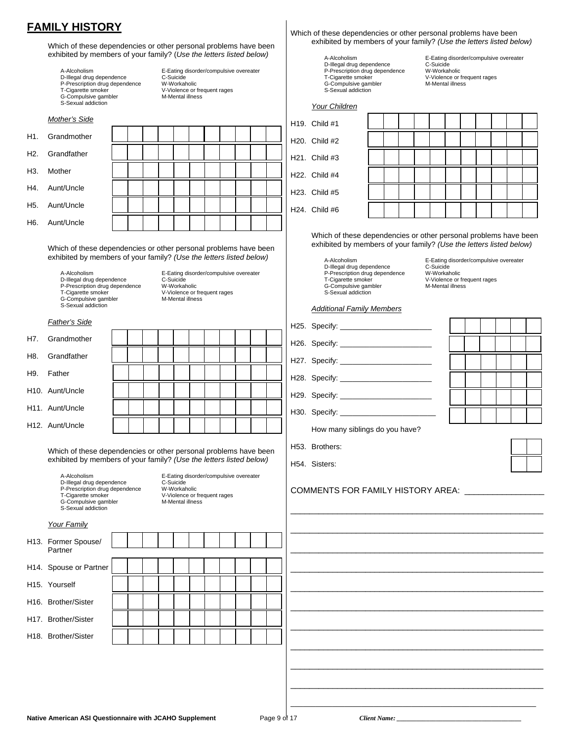## FAMILY HISTORY

Which of these dependencies or other personal problems have been exhibited by members of your family? (*Use the letters listed below)*

A-Alcoholism
D-Illegal drug dependence
P-Prescription drug dependence
T-Cigarette smoker
G-Compulsive gambler
S-Sexual addiction

E-Eating disorder/compulsive overeater
C-Suicide
W-Workaholic
V-Violence or frequent rages
M-Mental illness

*Mother's Side*

| | | | | | | | | | | | |
|---|---|---|---|---|---|---|---|---|---|---|---|
| H1. Grandmother | | | | | | | | | | | |
| H2. Grandfather | | | | | | | | | | | |
| H3. Mother | | | | | | | | | | | |
| H4. Aunt/Uncle | | | | | | | | | | | |
| H5. Aunt/Uncle | | | | | | | | | | | |
| H6. Aunt/Uncle | | | | | | | | | | | |

Which of these dependencies or other personal problems have been exhibited by members of your family? *(Use the letters listed below)*

A-Alcoholism
D-Illegal drug dependence
P-Prescription drug dependence
T-Cigarette smoker
G-Compulsive gambler
S-Sexual addiction

E-Eating disorder/compulsive overeater
C-Suicide
W-Workaholic
V-Violence or frequent rages
M-Mental illness

*Father's Side*

| | | | | | | | | | | | |
|---|---|---|---|---|---|---|---|---|---|---|---|
| H7. Grandmother | | | | | | | | | | | |
| H8. Grandfather | | | | | | | | | | | |
| H9. Father | | | | | | | | | | | |
| H10. Aunt/Uncle | | | | | | | | | | | |
| H11. Aunt/Uncle | | | | | | | | | | | |
| H12. Aunt/Uncle | | | | | | | | | | | |

Which of these dependencies or other personal problems have been exhibited by members of your family? *(Use the letters listed below)*

A-Alcoholism
D-Illegal drug dependence
P-Prescription drug dependence
T-Cigarette smoker
G-Compulsive gambler
S-Sexual addiction

E-Eating disorder/compulsive overeater
C-Suicide
W-Workaholic
V-Violence or frequent rages
M-Mental illness

*Your Family*

| | | | | | | | | | | | |
|---|---|---|---|---|---|---|---|---|---|---|---|
| H13. Former Spouse/ Partner | | | | | | | | | | | |
| H14. Spouse or Partner | | | | | | | | | | | |
| H15. Yourself | | | | | | | | | | | |
| H16. Brother/Sister | | | | | | | | | | | |
| H17. Brother/Sister | | | | | | | | | | | |
| H18. Brother/Sister | | | | | | | | | | | |

Which of these dependencies or other personal problems have been exhibited by members of your family? *(Use the letters listed below)*

A-Alcoholism
D-Illegal drug dependence
P-Prescription drug dependence
T-Cigarette smoker
G-Compulsive gambler
S-Sexual addiction

E-Eating disorder/compulsive overeater
C-Suicide
W-Workaholic
V-Violence or frequent rages
M-Mental illness

*Your Children*

| | | | | | | | | | | | |
|---|---|---|---|---|---|---|---|---|---|---|---|
| H19. Child #1 | | | | | | | | | | | |
| H20. Child #2 | | | | | | | | | | | |
| H21. Child #3 | | | | | | | | | | | |
| H22. Child #4 | | | | | | | | | | | |
| H23. Child #5 | | | | | | | | | | | |
| H24. Child #6 | | | | | | | | | | | |

Which of these dependencies or other personal problems have been exhibited by members of your family? *(Use the letters listed below)*

A-Alcoholism
D-Illegal drug dependence
P-Prescription drug dependence
T-Cigarette smoker
G-Compulsive gambler
S-Sexual addiction

E-Eating disorder/compulsive overeater
C-Suicide
W-Workaholic
V-Violence or frequent rages
M-Mental illness

*Additional Family Members*

| | | | | | | |
|---|---|---|---|---|---|---|
| H25. Specify: ______________________ | | | | | | |
| H26. Specify: ______________________ | | | | | | |
| H27. Specify: ______________________ | | | | | | |
| H28. Specify: ______________________ | | | | | | |
| H29. Specify: ______________________ | | | | | | |
| H30. Specify: ______________________ | | | | | | |

How many siblings do you have?

| | | |
|---|---|---|
| H53. Brothers: | | |
| H54. Sisters: | | |

COMMENTS FOR FAMILY HISTORY AREA: ________________

________________________________________________________

________________________________________________________

________________________________________________________

________________________________________________________

________________________________________________________

________________________________________________________

________________________________________________________

________________________________________________________

________________________________________________________

________________________________________________________

________________________________________________________

Native American ASI Questionnaire with JCAHO Supplement

*Client Name:* ________________________________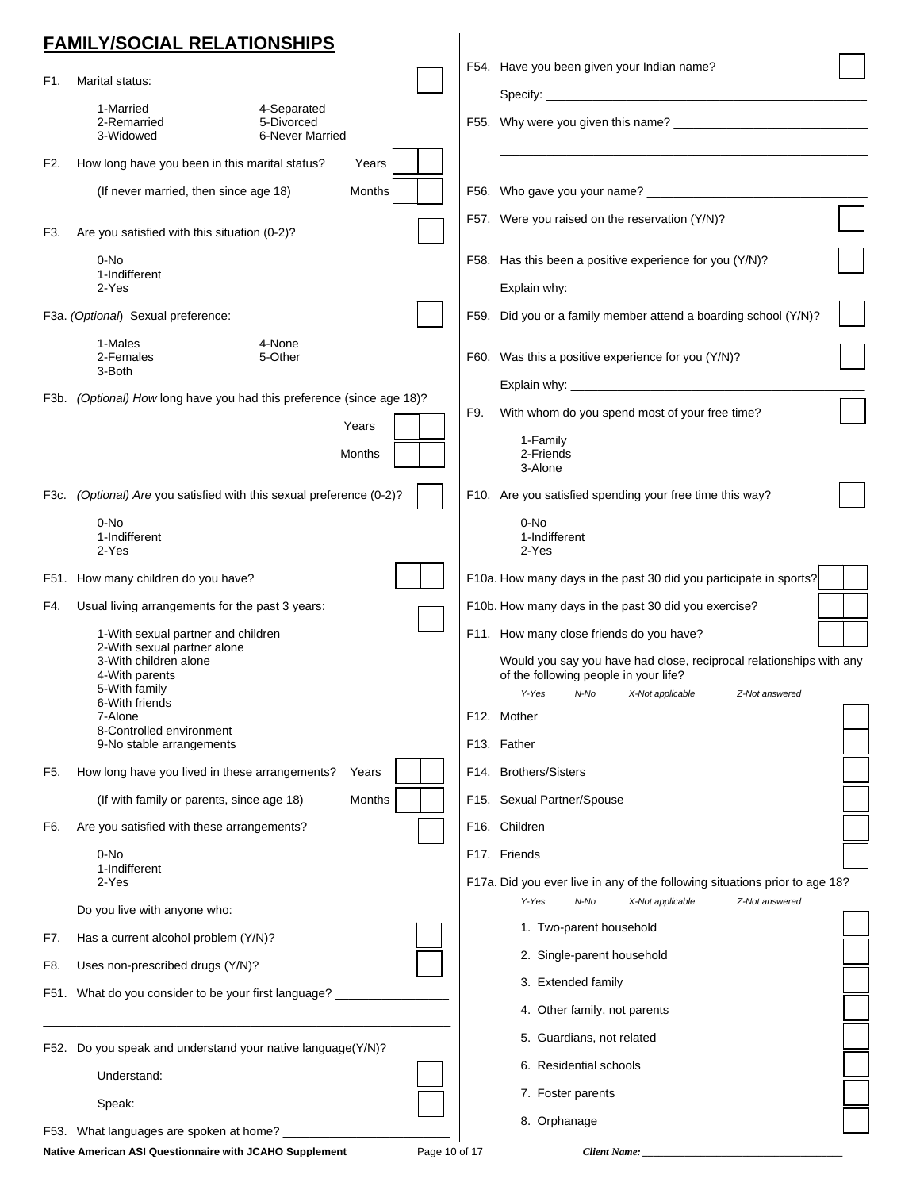## FAMILY/SOCIAL RELATIONSHIPS

F1. Marital status: ☐

- 1-Married
- 2-Remarried
- 3-Widowed
- 4-Separated
- 5-Divorced
- 6-Never Married

F2. How long have you been in this marital status? Years ☐☐

(If never married, then since age 18) Months ☐☐

F3. Are you satisfied with this situation (0-2)? ☐

- 0-No
- 1-Indifferent
- 2-Yes

F3a. *(Optional)* Sexual preference: ☐

- 1-Males
- 2-Females
- 3-Both
- 4-None
- 5-Other

F3b. *(Optional) How* long have you had this preference (since age 18)?

Years ☐☐

Months ☐☐

F3c. *(Optional) Are* you satisfied with this sexual preference (0-2)? ☐

- 0-No
- 1-Indifferent
- 2-Yes

F51. How many children do you have? ☐☐

F4. Usual living arrangements for the past 3 years: ☐

- 1-With sexual partner and children
- 2-With sexual partner alone
- 3-With children alone
- 4-With parents
- 5-With family
- 6-With friends
- 7-Alone
- 8-Controlled environment
- 9-No stable arrangements

F5. How long have you lived in these arrangements? Years ☐☐

(If with family or parents, since age 18) Months ☐☐

F6. Are you satisfied with these arrangements? ☐

- 0-No
- 1-Indifferent
- 2-Yes

Do you live with anyone who:

F7. Has a current alcohol problem (Y/N)? ☐

F8. Uses non-prescribed drugs (Y/N)? ☐

F51. What do you consider to be your first language? ________________

________________________________________________

F52. Do you speak and understand your native language(Y/N)?

Understand: ☐

Speak: ☐

F53. What languages are spoken at home? ________________________

F54. Have you been given your Indian name? ☐

Specify: ________________________________________________

F55. Why were you given this name? ____________________________

________________________________________________

F56. Who gave you your name? ________________________________

F57. Were you raised on the reservation (Y/N)? ☐

F58. Has this been a positive experience for you (Y/N)? ☐

Explain why: ____________________________________________

F59. Did you or a family member attend a boarding school (Y/N)? ☐

F60. Was this a positive experience for you (Y/N)? ☐

Explain why: ____________________________________________

F9. With whom do you spend most of your free time? ☐

- 1-Family
- 2-Friends
- 3-Alone

F10. Are you satisfied spending your free time this way? ☐

- 0-No
- 1-Indifferent
- 2-Yes

F10a. How many days in the past 30 did you participate in sports? ☐☐

F10b. How many days in the past 30 did you exercise? ☐☐

F11. How many close friends do you have? ☐☐

Would you say you have had close, reciprocal relationships with any of the following people in your life?

*Y-Yes N-No X-Not applicable Z-Not answered*

F12. Mother ☐

F13. Father ☐

F14. Brothers/Sisters ☐

F15. Sexual Partner/Spouse ☐

F16. Children ☐

F17. Friends ☐

F17a. Did you ever live in any of the following situations prior to age 18?

*Y-Yes N-No X-Not applicable Z-Not answered*

1. Two-parent household ☐
2. Single-parent household ☐
3. Extended family ☐
4. Other family, not parents ☐
5. Guardians, not related ☐
6. Residential schools ☐
7. Foster parents ☐
8. Orphanage ☐

Client Name: ______________________________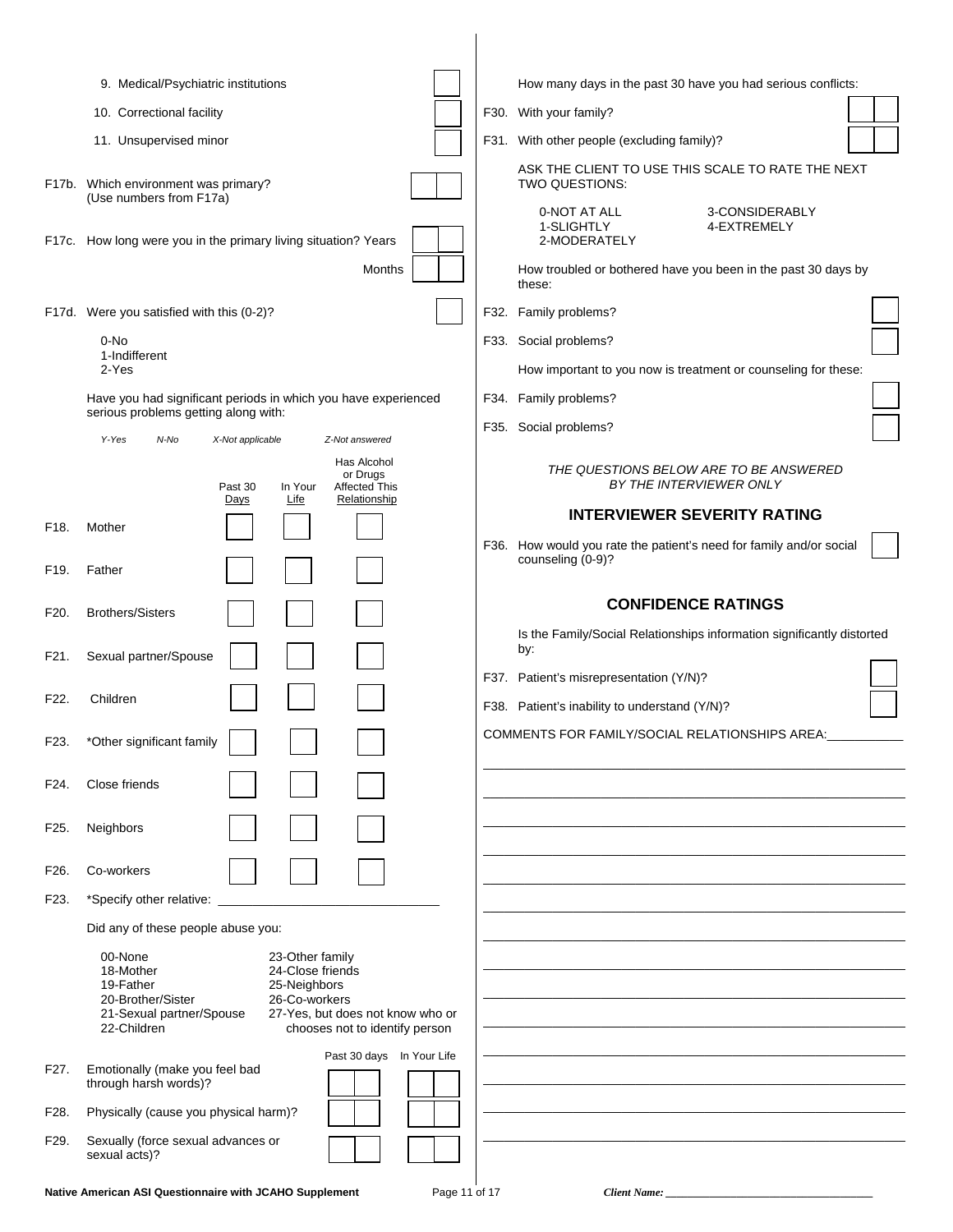9. Medical/Psychiatric institutions

10. Correctional facility

11. Unsupervised minor

F17b. Which environment was primary? (Use numbers from F17a)

F17c. How long were you in the primary living situation? Years

Months

F17d. Were you satisfied with this (0-2)?

0-No
1-Indifferent
2-Yes

Have you had significant periods in which you have experienced serious problems getting along with:

*Y-Yes N-No X-Not applicable Z-Not answered*

| | | Past 30 Days | In Your Life | Has Alcohol or Drugs Affected This Relationship |
|---|---|---|---|---|
| F18. | Mother | | | |
| F19. | Father | | | |
| F20. | Brothers/Sisters | | | |
| F21. | Sexual partner/Spouse | | | |
| F22. | Children | | | |
| F23. | *Other significant family | | | |
| F24. | Close friends | | | |
| F25. | Neighbors | | | |
| F26. | Co-workers | | | |

F23. *Specify other relative: ______________________________

Did any of these people abuse you:

00-None
18-Mother
19-Father
20-Brother/Sister
21-Sexual partner/Spouse
22-Children
23-Other family
24-Close friends
25-Neighbors
26-Co-workers
27-Yes, but does not know who or chooses not to identify person

| | | Past 30 days | In Your Life |
|---|---|---|---|
| F27. | Emotionally (make you feel bad through harsh words)? | | |
| F28. | Physically (cause you physical harm)? | | |
| F29. | Sexually (force sexual advances or sexual acts)? | | |

How many days in the past 30 have you had serious conflicts:

F30. With your family?

F31. With other people (excluding family)?

ASK THE CLIENT TO USE THIS SCALE TO RATE THE NEXT TWO QUESTIONS:

0-NOT AT ALL
1-SLIGHTLY
2-MODERATELY
3-CONSIDERABLY
4-EXTREMELY

How troubled or bothered have you been in the past 30 days by these:

F32. Family problems?

F33. Social problems?

How important to you now is treatment or counseling for these:

F34. Family problems?

F35. Social problems?

*THE QUESTIONS BELOW ARE TO BE ANSWERED BY THE INTERVIEWER ONLY*

## INTERVIEWER SEVERITY RATING

F36. How would you rate the patient's need for family and/or social counseling (0-9)?

## CONFIDENCE RATINGS

Is the Family/Social Relationships information significantly distorted by:

F37. Patient's misrepresentation (Y/N)?

F38. Patient's inability to understand (Y/N)?

COMMENTS FOR FAMILY/SOCIAL RELATIONSHIPS AREA:___________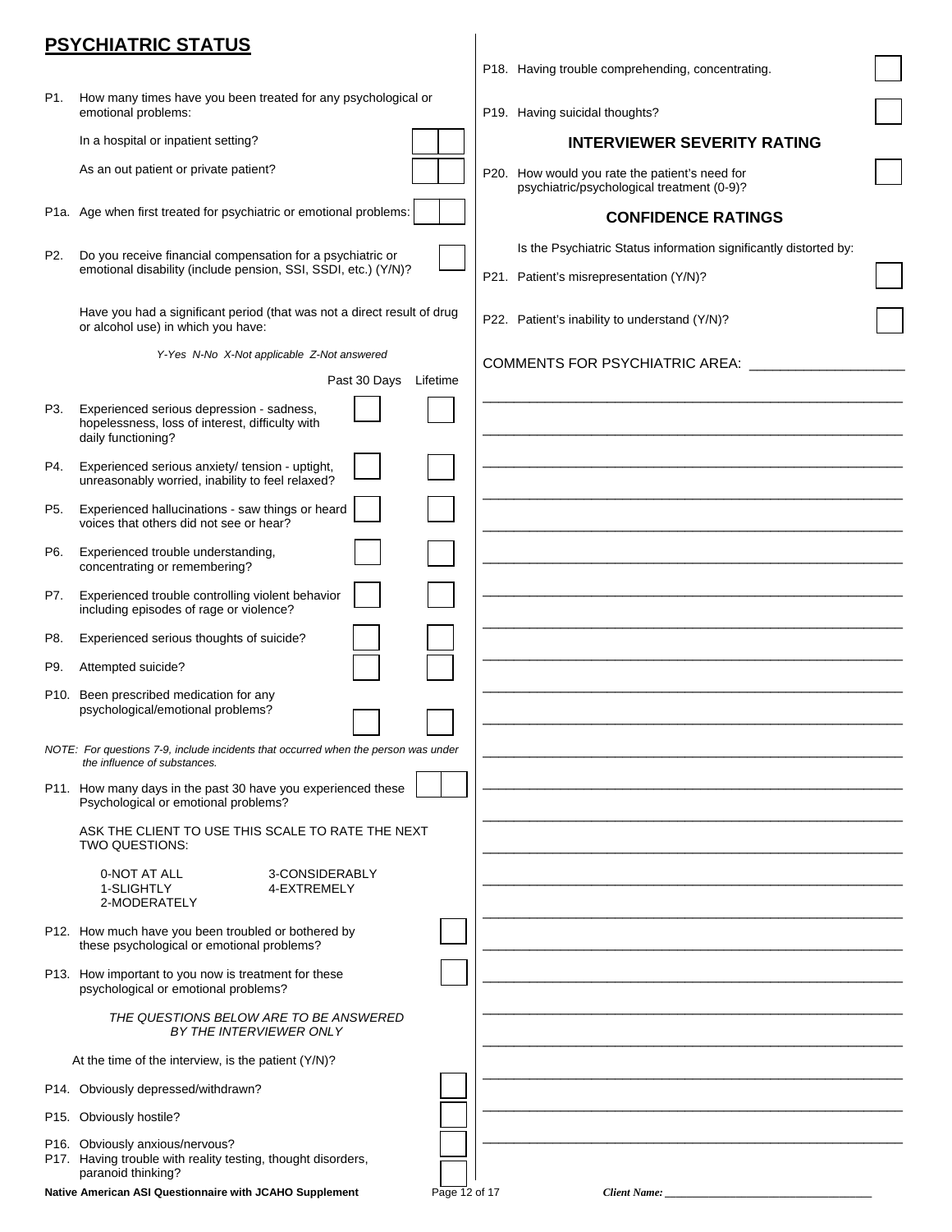## PSYCHIATRIC STATUS

P1. How many times have you been treated for any psychological or emotional problems:

In a hospital or inpatient setting?

As an out patient or private patient?

P1a. Age when first treated for psychiatric or emotional problems:

P2. Do you receive financial compensation for a psychiatric or emotional disability (include pension, SSI, SSDI, etc.) (Y/N)?

Have you had a significant period (that was not a direct result of drug or alcohol use) in which you have:

*Y-Yes N-No X-Not applicable Z-Not answered*

| | | Past 30 Days | Lifetime |
|---|---|---|---|
| P3. | Experienced serious depression - sadness, hopelessness, loss of interest, difficulty with daily functioning? | | |
| P4. | Experienced serious anxiety/ tension - uptight, unreasonably worried, inability to feel relaxed? | | |
| P5. | Experienced hallucinations - saw things or heard voices that others did not see or hear? | | |
| P6. | Experienced trouble understanding, concentrating or remembering? | | |
| P7. | Experienced trouble controlling violent behavior including episodes of rage or violence? | | |
| P8. | Experienced serious thoughts of suicide? | | |
| P9. | Attempted suicide? | | |
| P10. | Been prescribed medication for any psychological/emotional problems? | | |

*NOTE: For questions 7-9, include incidents that occurred when the person was under the influence of substances.*

P11. How many days in the past 30 have you experienced these Psychological or emotional problems?

ASK THE CLIENT TO USE THIS SCALE TO RATE THE NEXT TWO QUESTIONS:

0-NOT AT ALL
1-SLIGHTLY
2-MODERATELY
3-CONSIDERABLY
4-EXTREMELY

P12. How much have you been troubled or bothered by these psychological or emotional problems?

P13. How important to you now is treatment for these psychological or emotional problems?

*THE QUESTIONS BELOW ARE TO BE ANSWERED BY THE INTERVIEWER ONLY*

At the time of the interview, is the patient (Y/N)?

P14. Obviously depressed/withdrawn?

P15. Obviously hostile?

P16. Obviously anxious/nervous?

P17. Having trouble with reality testing, thought disorders, paranoid thinking?

P18. Having trouble comprehending, concentrating.

P19. Having suicidal thoughts?

### INTERVIEWER SEVERITY RATING

P20. How would you rate the patient's need for psychiatric/psychological treatment (0-9)?

### CONFIDENCE RATINGS

Is the Psychiatric Status information significantly distorted by:

P21. Patient's misrepresentation (Y/N)?

P22. Patient's inability to understand (Y/N)?

COMMENTS FOR PSYCHIATRIC AREA: ____________________

**Native American ASI Questionnaire with JCAHO Supplement**

***Client Name:*** ____________________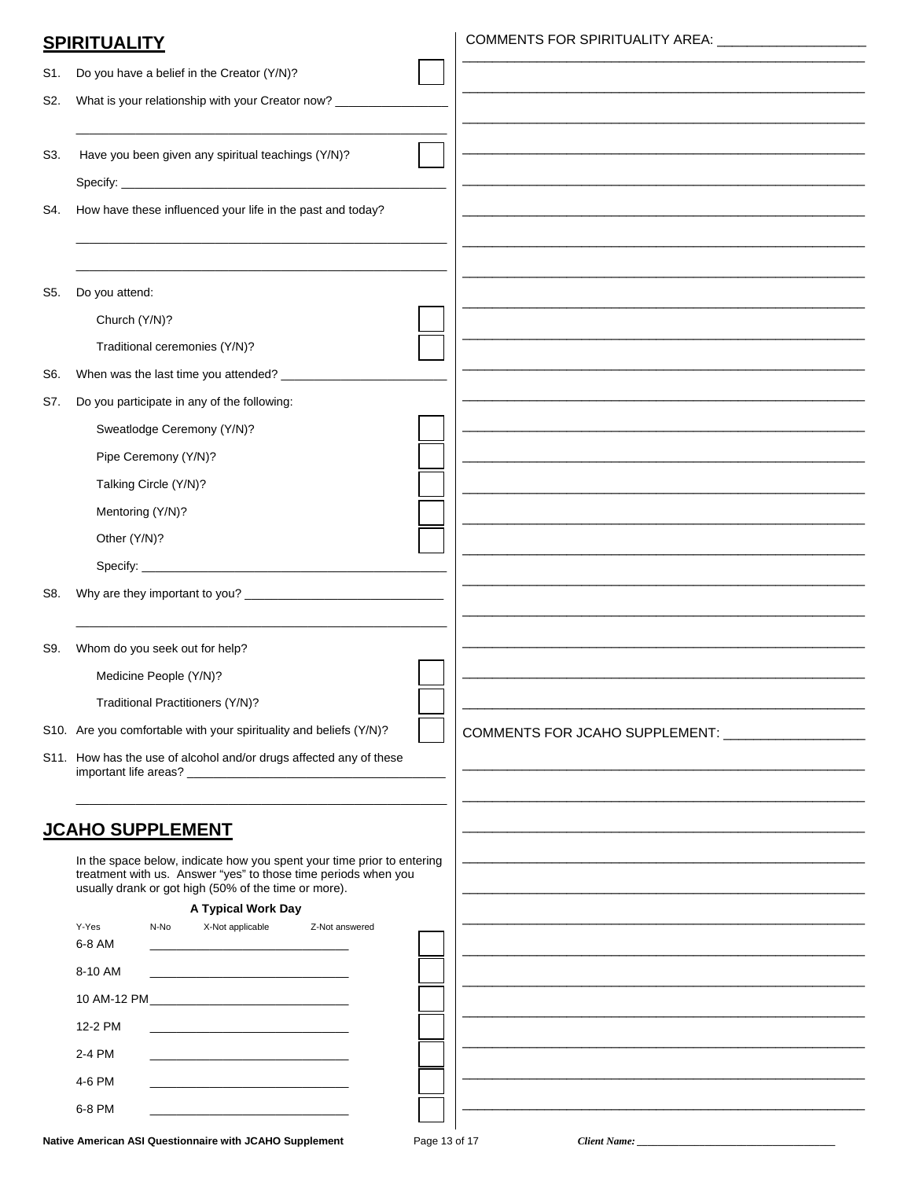## SPIRITUALITY

S1. Do you have a belief in the Creator (Y/N)? ☐

S2. What is your relationship with your Creator now? ________________

________________________________________

S3. Have you been given any spiritual teachings (Y/N)? ☐

Specify: ________________________________________

S4. How have these influenced your life in the past and today?

________________________________________

________________________________________

S5. Do you attend:

- Church (Y/N)? ☐
- Traditional ceremonies (Y/N)? ☐

S6. When was the last time you attended? ________________

S7. Do you participate in any of the following:

- Sweatlodge Ceremony (Y/N)? ☐
- Pipe Ceremony (Y/N)? ☐
- Talking Circle (Y/N)? ☐
- Mentoring (Y/N)? ☐
- Other (Y/N)? ☐
- Specify: ________________________________________

S8. Why are they important to you? ________________________

________________________________________

S9. Whom do you seek out for help?

- Medicine People (Y/N)? ☐
- Traditional Practitioners (Y/N)? ☐

S10. Are you comfortable with your spirituality and beliefs (Y/N)? ☐

S11. How has the use of alcohol and/or drugs affected any of these important life areas? ________________________

________________________________________

## JCAHO SUPPLEMENT

In the space below, indicate how you spent your time prior to entering treatment with us. Answer "yes" to those time periods when you usually drank or got high (50% of the time or more).

**A Typical Work Day**

Y-Yes N-No X-Not applicable Z-Not answered

| Time | | |
|---|---|---|
| 6-8 AM | ________________ | ☐ |
| 8-10 AM | ________________ | ☐ |
| 10 AM-12 PM | ________________ | ☐ |
| 12-2 PM | ________________ | ☐ |
| 2-4 PM | ________________ | ☐ |
| 4-6 PM | ________________ | ☐ |
| 6-8 PM | ________________ | ☐ |

COMMENTS FOR SPIRITUALITY AREA: ________________________

________________________________________

COMMENTS FOR JCAHO SUPPLEMENT: ________________________

________________________________________

Native American ASI Questionnaire with JCAHO Supplement

*Client Name:* ________________________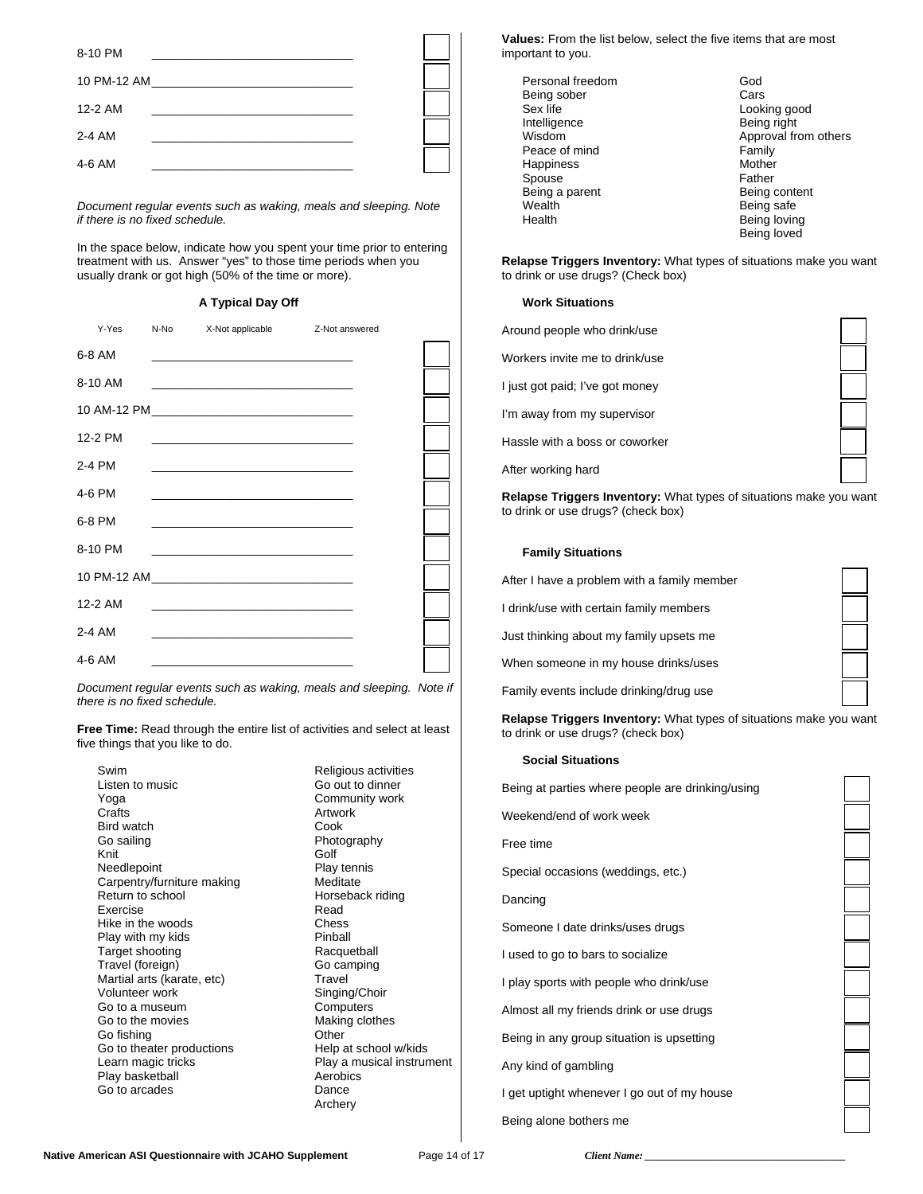8-10 PM ______________________________ ☐

10 PM-12 AM ______________________________ ☐

12-2 AM ______________________________ ☐

2-4 AM ______________________________ ☐

4-6 AM ______________________________ ☐

*Document regular events such as waking, meals and sleeping. Note if there is no fixed schedule.*

In the space below, indicate how you spent your time prior to entering treatment with us. Answer "yes" to those time periods when you usually drank or got high (50% of the time or more).

### A Typical Day Off

Y-Yes N-No X-Not applicable Z-Not answered

6-8 AM ______________________________ ☐

8-10 AM ______________________________ ☐

10 AM-12 PM ______________________________ ☐

12-2 PM ______________________________ ☐

2-4 PM ______________________________ ☐

4-6 PM ______________________________ ☐

6-8 PM ______________________________ ☐

8-10 PM ______________________________ ☐

10 PM-12 AM ______________________________ ☐

12-2 AM ______________________________ ☐

2-4 AM ______________________________ ☐

4-6 AM ______________________________ ☐

*Document regular events such as waking, meals and sleeping. Note if there is no fixed schedule.*

**Free Time:** Read through the entire list of activities and select at least five things that you like to do.

| | |
|---|---|
| Swim | Religious activities |
| Listen to music | Go out to dinner |
| Yoga | Community work |
| Crafts | Artwork |
| Bird watch | Cook |
| Go sailing | Photography |
| Knit | Golf |
| Needlepoint | Play tennis |
| Carpentry/furniture making | Meditate |
| Return to school | Horseback riding |
| Exercise | Read |
| Hike in the woods | Chess |
| Play with my kids | Pinball |
| Target shooting | Racquetball |
| Travel (foreign) | Go camping |
| Martial arts (karate, etc) | Travel |
| Volunteer work | Singing/Choir |
| Go to a museum | Computers |
| Go to the movies | Making clothes |
| Go fishing | Other |
| Go to theater productions | Help at school w/kids |
| Learn magic tricks | Play a musical instrument |
| Play basketball | Aerobics |
| Go to arcades | Dance |
| | Archery |

**Values:** From the list below, select the five items that are most important to you.

| | |
|---|---|
| Personal freedom | God |
| Being sober | Cars |
| Sex life | Looking good |
| Intelligence | Being right |
| Wisdom | Approval from others |
| Peace of mind | Family |
| Happiness | Mother |
| Spouse | Father |
| Being a parent | Being content |
| Wealth | Being safe |
| Health | Being loving |
| | Being loved |

**Relapse Triggers Inventory:** What types of situations make you want to drink or use drugs? (Check box)

#### Work Situations

Around people who drink/use ☐

Workers invite me to drink/use ☐

I just got paid; I've got money ☐

I'm away from my supervisor ☐

Hassle with a boss or coworker ☐

After working hard ☐

**Relapse Triggers Inventory:** What types of situations make you want to drink or use drugs? (check box)

#### Family Situations

After I have a problem with a family member ☐

I drink/use with certain family members ☐

Just thinking about my family upsets me ☐

When someone in my house drinks/uses ☐

Family events include drinking/drug use ☐

**Relapse Triggers Inventory:** What types of situations make you want to drink or use drugs? (check box)

#### Social Situations

Being at parties where people are drinking/using ☐

Weekend/end of work week ☐

Free time ☐

Special occasions (weddings, etc.) ☐

Dancing ☐

Someone I date drinks/uses drugs ☐

I used to go to bars to socialize ☐

I play sports with people who drink/use ☐

Almost all my friends drink or use drugs ☐

Being in any group situation is upsetting ☐

Any kind of gambling ☐

I get uptight whenever I go out of my house ☐

Being alone bothers me ☐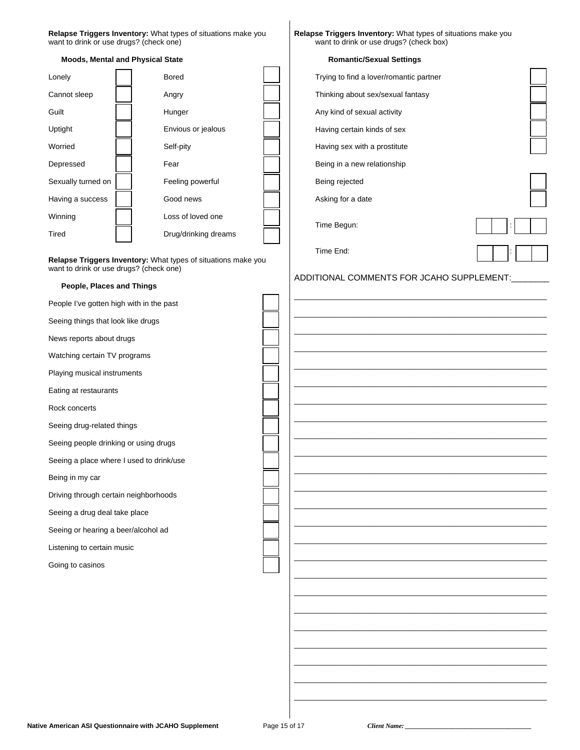**Relapse Triggers Inventory:** What types of situations make you want to drink or use drugs? (check one)

**Moods, Mental and Physical State**

| | | | |
|---|---|---|---|
| Lonely | ☐ | Bored | ☐ |
| Cannot sleep | ☐ | Angry | ☐ |
| Guilt | ☐ | Hunger | ☐ |
| Uptight | ☐ | Envious or jealous | ☐ |
| Worried | ☐ | Self-pity | ☐ |
| Depressed | ☐ | Fear | ☐ |
| Sexually turned on | ☐ | Feeling powerful | ☐ |
| Having a success | ☐ | Good news | ☐ |
| Winning | ☐ | Loss of loved one | ☐ |
| Tired | ☐ | Drug/drinking dreams | ☐ |

**Relapse Triggers Inventory:** What types of situations make you want to drink or use drugs? (check one)

**People, Places and Things**

| | |
|---|---|
| People I've gotten high with in the past | ☐ |
| Seeing things that look like drugs | ☐ |
| News reports about drugs | ☐ |
| Watching certain TV programs | ☐ |
| Playing musical instruments | ☐ |
| Eating at restaurants | ☐ |
| Rock concerts | ☐ |
| Seeing drug-related things | ☐ |
| Seeing people drinking or using drugs | ☐ |
| Seeing a place where I used to drink/use | ☐ |
| Being in my car | ☐ |
| Driving through certain neighborhoods | ☐ |
| Seeing a drug deal take place | ☐ |
| Seeing or hearing a beer/alcohol ad | ☐ |
| Listening to certain music | ☐ |
| Going to casinos | ☐ |

**Relapse Triggers Inventory:** What types of situations make you want to drink or use drugs? (check box)

**Romantic/Sexual Settings**

| | |
|---|---|
| Trying to find a lover/romantic partner | ☐ |
| Thinking about sex/sexual fantasy | ☐ |
| Any kind of sexual activity | ☐ |
| Having certain kinds of sex | ☐ |
| Having sex with a prostitute | ☐ |
| Being in a new relationship | |
| Being rejected | ☐ |
| Asking for a date | ☐ |

Time Begun: ☐☐ : ☐☐

Time End: ☐☐ : ☐☐

ADDITIONAL COMMENTS FOR JCAHO SUPPLEMENT:________

_______________________________________________

_______________________________________________

_______________________________________________

_______________________________________________

_______________________________________________

_______________________________________________

_______________________________________________

_______________________________________________

_______________________________________________

_______________________________________________

_______________________________________________

_______________________________________________

_______________________________________________

_______________________________________________

_______________________________________________

_______________________________________________

_______________________________________________

_______________________________________________

_______________________________________________

_______________________________________________

_______________________________________________

_______________________________________________

_______________________________________________

*Client Name:* ___________________________________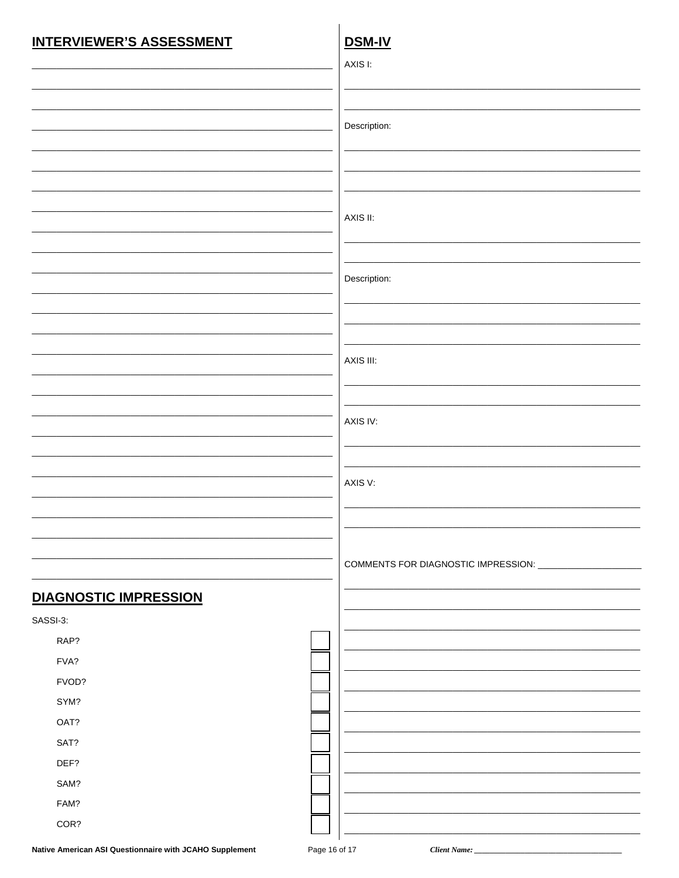## INTERVIEWER'S ASSESSMENT

## DIAGNOSTIC IMPRESSION

SASSI-3:

- RAP? ☐
- FVA? ☐
- FVOD? ☐
- SYM? ☐
- OAT? ☐
- SAT? ☐
- DEF? ☐
- SAM? ☐
- FAM? ☐
- COR? ☐

## DSM-IV

AXIS I:

Description:

AXIS II:

Description:

AXIS III:

AXIS IV:

AXIS V:

COMMENTS FOR DIAGNOSTIC IMPRESSION: ____________________

*Client Name:* ____________________________________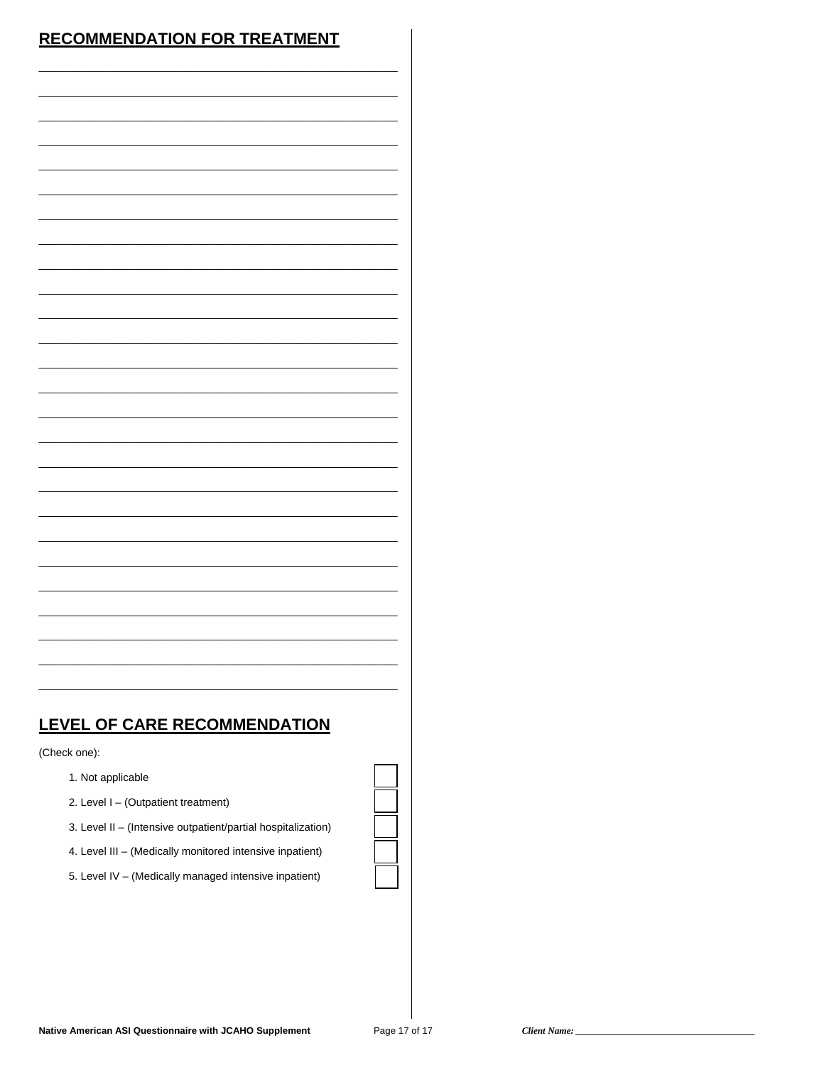## RECOMMENDATION FOR TREATMENT

______________________________________________________

______________________________________________________

______________________________________________________

______________________________________________________

______________________________________________________

______________________________________________________

______________________________________________________

______________________________________________________

______________________________________________________

______________________________________________________

______________________________________________________

______________________________________________________

______________________________________________________

______________________________________________________

______________________________________________________

______________________________________________________

______________________________________________________

______________________________________________________

______________________________________________________

______________________________________________________

______________________________________________________

______________________________________________________

______________________________________________________

______________________________________________________

______________________________________________________

## LEVEL OF CARE RECOMMENDATION

(Check one):

1. Not applicable ☐
2. Level I – (Outpatient treatment) ☐
3. Level II – (Intensive outpatient/partial hospitalization) ☐
4. Level III – (Medically monitored intensive inpatient) ☐
5. Level IV – (Medically managed intensive inpatient) ☐

*Client Name:* ______________________________